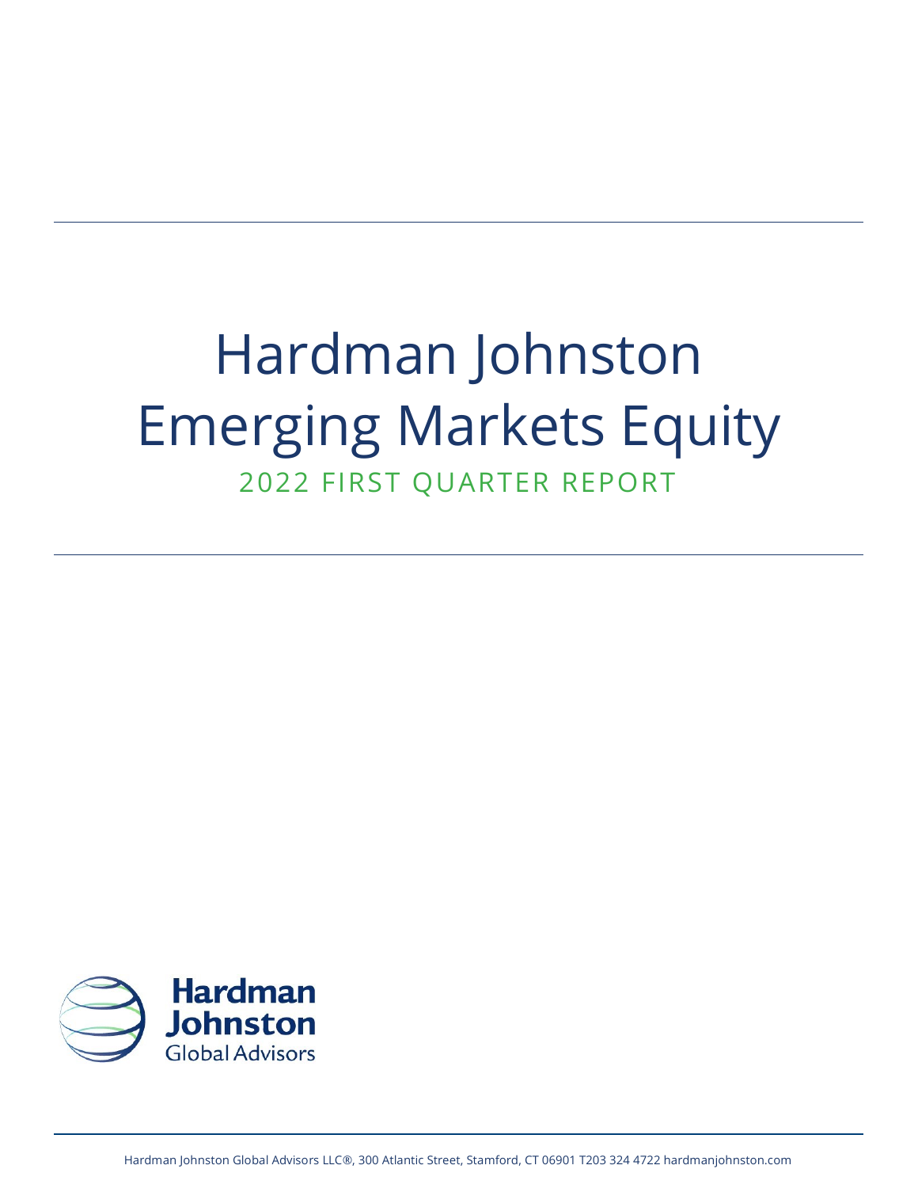# Hardman Johnston Emerging Markets Equity

## 2022 FIRST QUARTER REPORT

Hardman Johnston Global Advisors

Hardman Johnston Global Advisors LLC®, 300 Atlantic Street, Stamford, CT 06901 T203 324 4722 hardmanjohnston.com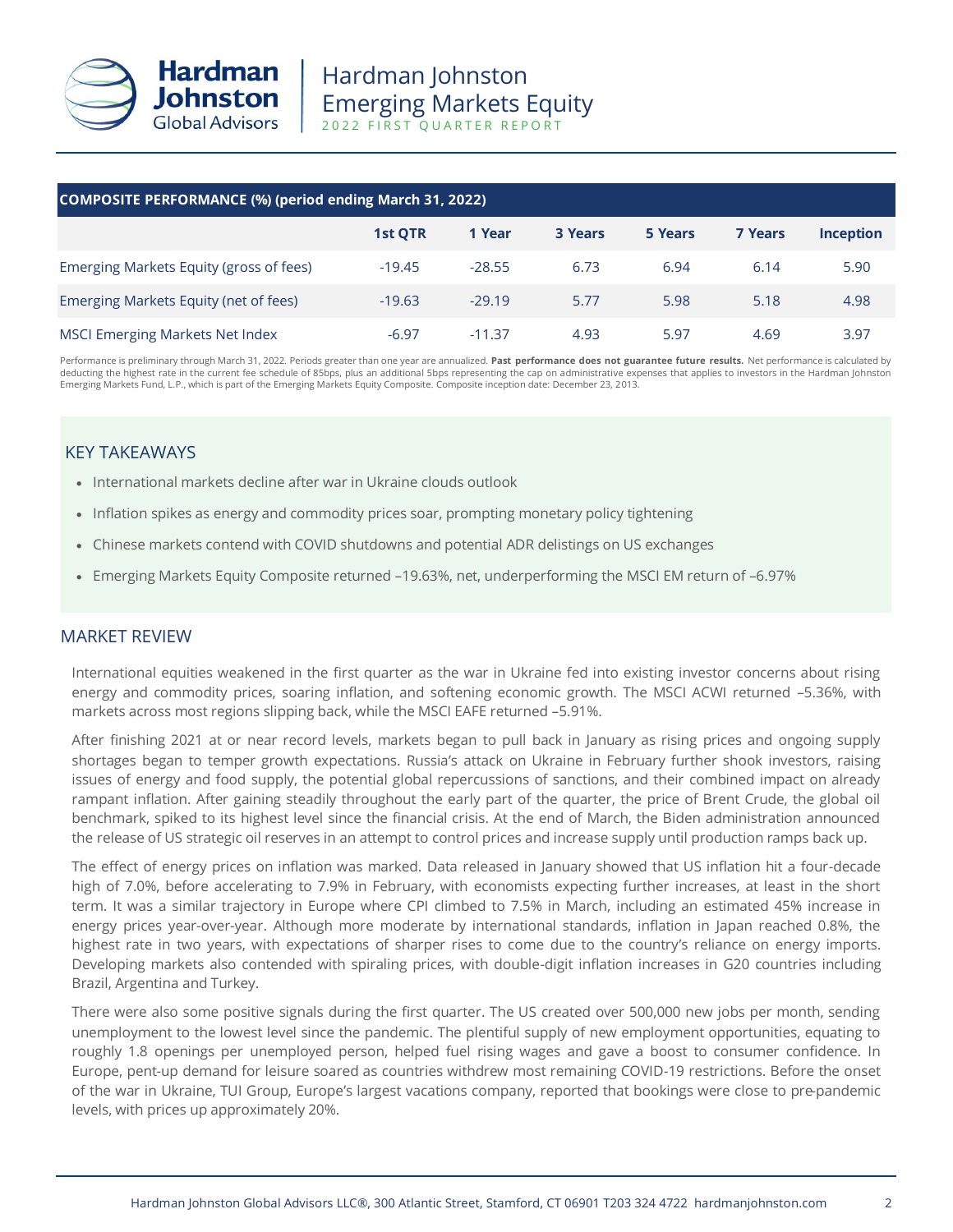# Hardman Johnston Emerging Markets Equity

2022 FIRST QUARTER REPORT

| COMPOSITE PERFORMANCE (%) (period ending March 31, 2022) | 1st QTR | 1 Year | 3 Years | 5 Years | 7 Years | Inception |
|---|---|---|---|---|---|---|
| Emerging Markets Equity (gross of fees) | -19.45 | -28.55 | 6.73 | 6.94 | 6.14 | 5.90 |
| Emerging Markets Equity (net of fees) | -19.63 | -29.19 | 5.77 | 5.98 | 5.18 | 4.98 |
| MSCI Emerging Markets Net Index | -6.97 | -11.37 | 4.93 | 5.97 | 4.69 | 3.97 |

Performance is preliminary through March 31, 2022. Periods greater than one year are annualized. **Past performance does not guarantee future results.** Net performance is calculated by deducting the highest rate in the current fee schedule of 85bps, plus an additional 5bps representing the cap on administrative expenses that applies to investors in the Hardman Johnston Emerging Markets Fund, L.P., which is part of the Emerging Markets Equity Composite. Composite inception date: December 23, 2013.

## KEY TAKEAWAYS

- International markets decline after war in Ukraine clouds outlook
- Inflation spikes as energy and commodity prices soar, prompting monetary policy tightening
- Chinese markets contend with COVID shutdowns and potential ADR delistings on US exchanges
- Emerging Markets Equity Composite returned –19.63%, net, underperforming the MSCI EM return of –6.97%

## MARKET REVIEW

International equities weakened in the first quarter as the war in Ukraine fed into existing investor concerns about rising energy and commodity prices, soaring inflation, and softening economic growth. The MSCI ACWI returned –5.36%, with markets across most regions slipping back, while the MSCI EAFE returned –5.91%.

After finishing 2021 at or near record levels, markets began to pull back in January as rising prices and ongoing supply shortages began to temper growth expectations. Russia's attack on Ukraine in February further shook investors, raising issues of energy and food supply, the potential global repercussions of sanctions, and their combined impact on already rampant inflation. After gaining steadily throughout the early part of the quarter, the price of Brent Crude, the global oil benchmark, spiked to its highest level since the financial crisis. At the end of March, the Biden administration announced the release of US strategic oil reserves in an attempt to control prices and increase supply until production ramps back up.

The effect of energy prices on inflation was marked. Data released in January showed that US inflation hit a four-decade high of 7.0%, before accelerating to 7.9% in February, with economists expecting further increases, at least in the short term. It was a similar trajectory in Europe where CPI climbed to 7.5% in March, including an estimated 45% increase in energy prices year-over-year. Although more moderate by international standards, inflation in Japan reached 0.8%, the highest rate in two years, with expectations of sharper rises to come due to the country's reliance on energy imports. Developing markets also contended with spiraling prices, with double-digit inflation increases in G20 countries including Brazil, Argentina and Turkey.

There were also some positive signals during the first quarter. The US created over 500,000 new jobs per month, sending unemployment to the lowest level since the pandemic. The plentiful supply of new employment opportunities, equating to roughly 1.8 openings per unemployed person, helped fuel rising wages and gave a boost to consumer confidence. In Europe, pent-up demand for leisure soared as countries withdrew most remaining COVID-19 restrictions. Before the onset of the war in Ukraine, TUI Group, Europe's largest vacations company, reported that bookings were close to pre-pandemic levels, with prices up approximately 20%.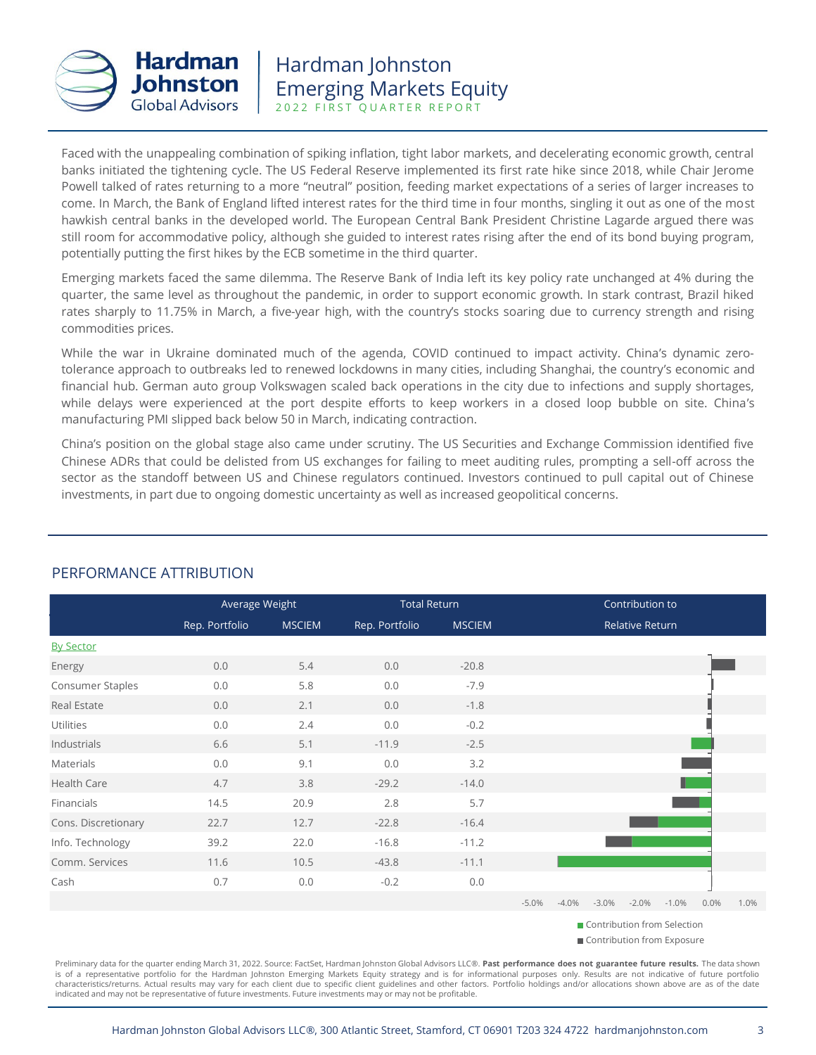Faced with the unappealing combination of spiking inflation, tight labor markets, and decelerating economic growth, central banks initiated the tightening cycle. The US Federal Reserve implemented its first rate hike since 2018, while Chair Jerome Powell talked of rates returning to a more "neutral" position, feeding market expectations of a series of larger increases to come. In March, the Bank of England lifted interest rates for the third time in four months, singling it out as one of the most hawkish central banks in the developed world. The European Central Bank President Christine Lagarde argued there was still room for accommodative policy, although she guided to interest rates rising after the end of its bond buying program, potentially putting the first hikes by the ECB sometime in the third quarter.

Emerging markets faced the same dilemma. The Reserve Bank of India left its key policy rate unchanged at 4% during the quarter, the same level as throughout the pandemic, in order to support economic growth. In stark contrast, Brazil hiked rates sharply to 11.75% in March, a five-year high, with the country's stocks soaring due to currency strength and rising commodities prices.

While the war in Ukraine dominated much of the agenda, COVID continued to impact activity. China's dynamic zero-tolerance approach to outbreaks led to renewed lockdowns in many cities, including Shanghai, the country's economic and financial hub. German auto group Volkswagen scaled back operations in the city due to infections and supply shortages, while delays were experienced at the port despite efforts to keep workers in a closed loop bubble on site. China's manufacturing PMI slipped back below 50 in March, indicating contraction.

China's position on the global stage also came under scrutiny. The US Securities and Exchange Commission identified five Chinese ADRs that could be delisted from US exchanges for failing to meet auditing rules, prompting a sell-off across the sector as the standoff between US and Chinese regulators continued. Investors continued to pull capital out of Chinese investments, in part due to ongoing domestic uncertainty as well as increased geopolitical concerns.

## PERFORMANCE ATTRIBUTION

| | Average Weight | | Total Return | | Contribution to Relative Return |
|---|---|---|---|---|---|
| | Rep. Portfolio | MSCIEM | Rep. Portfolio | MSCIEM | |
| By Sector | | | | | |
| Energy | 0.0 | 5.4 | 0.0 | -20.8 | |
| Consumer Staples | 0.0 | 5.8 | 0.0 | -7.9 | |
| Real Estate | 0.0 | 2.1 | 0.0 | -1.8 | |
| Utilities | 0.0 | 2.4 | 0.0 | -0.2 | |
| Industrials | 6.6 | 5.1 | -11.9 | -2.5 | |
| Materials | 0.0 | 9.1 | 0.0 | 3.2 | |
| Health Care | 4.7 | 3.8 | -29.2 | -14.0 | |
| Financials | 14.5 | 20.9 | 2.8 | 5.7 | |
| Cons. Discretionary | 22.7 | 12.7 | -22.8 | -16.4 | |
| Info. Technology | 39.2 | 22.0 | -16.8 | -11.2 | |
| Comm. Services | 11.6 | 10.5 | -43.8 | -11.1 | |
| Cash | 0.7 | 0.0 | -0.2 | 0.0 | |

Contribution to Relative Return axis: -5.0% -4.0% -3.0% -2.0% -1.0% 0.0% 1.0%

■ Contribution from Selection
■ Contribution from Exposure

Preliminary data for the quarter ending March 31, 2022. Source: FactSet, Hardman Johnston Global Advisors LLC®. **Past performance does not guarantee future results.** The data shown is of a representative portfolio for the Hardman Johnston Emerging Markets Equity strategy and is for informational purposes only. Results are not indicative of future portfolio characteristics/returns. Actual results may vary for each client due to specific client guidelines and other factors. Portfolio holdings and/or allocations shown above are as of the date indicated and may not be representative of future investments. Future investments may or may not be profitable.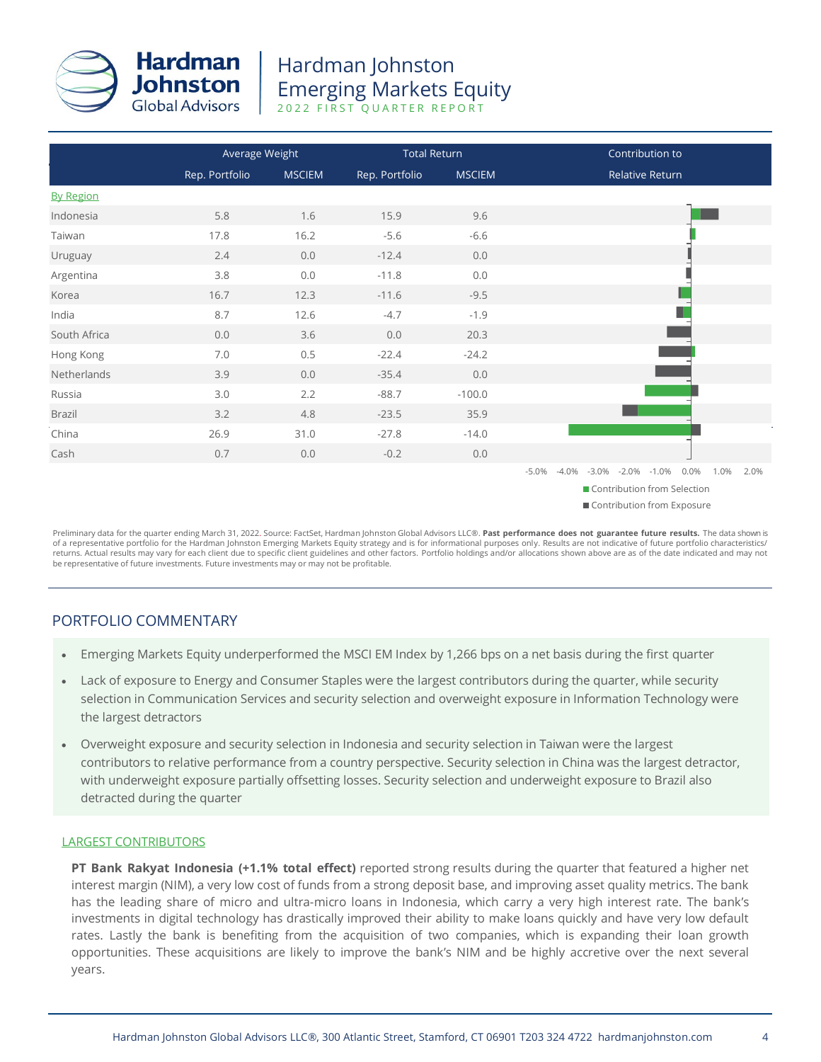| | Average Weight | | Total Return | | Contribution to |
|---|---|---|---|---|---|
| | Rep. Portfolio | MSCIEM | Rep. Portfolio | MSCIEM | Relative Return |
| By Region | | | | | |
| Indonesia | 5.8 | 1.6 | 15.9 | 9.6 | |
| Taiwan | 17.8 | 16.2 | -5.6 | -6.6 | |
| Uruguay | 2.4 | 0.0 | -12.4 | 0.0 | |
| Argentina | 3.8 | 0.0 | -11.8 | 0.0 | |
| Korea | 16.7 | 12.3 | -11.6 | -9.5 | |
| India | 8.7 | 12.6 | -4.7 | -1.9 | |
| South Africa | 0.0 | 3.6 | 0.0 | 20.3 | |
| Hong Kong | 7.0 | 0.5 | -22.4 | -24.2 | |
| Netherlands | 3.9 | 0.0 | -35.4 | 0.0 | |
| Russia | 3.0 | 2.2 | -88.7 | -100.0 | |
| Brazil | 3.2 | 4.8 | -23.5 | 35.9 | |
| China | 26.9 | 31.0 | -27.8 | -14.0 | |
| Cash | 0.7 | 0.0 | -0.2 | 0.0 | |

-5.0% -4.0% -3.0% -2.0% -1.0% 0.0% 1.0% 2.0%

■ Contribution from Selection
■ Contribution from Exposure

Preliminary data for the quarter ending March 31, 2022. Source: FactSet, Hardman Johnston Global Advisors LLC®. **Past performance does not guarantee future results.** The data shown is of a representative portfolio for the Hardman Johnston Emerging Markets Equity strategy and is for informational purposes only. Results are not indicative of future portfolio characteristics/ returns. Actual results may vary for each client due to specific client guidelines and other factors. Portfolio holdings and/or allocations shown above are as of the date indicated and may not be representative of future investments. Future investments may or may not be profitable.

## PORTFOLIO COMMENTARY

- Emerging Markets Equity underperformed the MSCI EM Index by 1,266 bps on a net basis during the first quarter
- Lack of exposure to Energy and Consumer Staples were the largest contributors during the quarter, while security selection in Communication Services and security selection and overweight exposure in Information Technology were the largest detractors
- Overweight exposure and security selection in Indonesia and security selection in Taiwan were the largest contributors to relative performance from a country perspective. Security selection in China was the largest detractor, with underweight exposure partially offsetting losses. Security selection and underweight exposure to Brazil also detracted during the quarter

### LARGEST CONTRIBUTORS

**PT Bank Rakyat Indonesia (+1.1% total effect)** reported strong results during the quarter that featured a higher net interest margin (NIM), a very low cost of funds from a strong deposit base, and improving asset quality metrics. The bank has the leading share of micro and ultra-micro loans in Indonesia, which carry a very high interest rate. The bank's investments in digital technology has drastically improved their ability to make loans quickly and have very low default rates. Lastly the bank is benefiting from the acquisition of two companies, which is expanding their loan growth opportunities. These acquisitions are likely to improve the bank's NIM and be highly accretive over the next several years.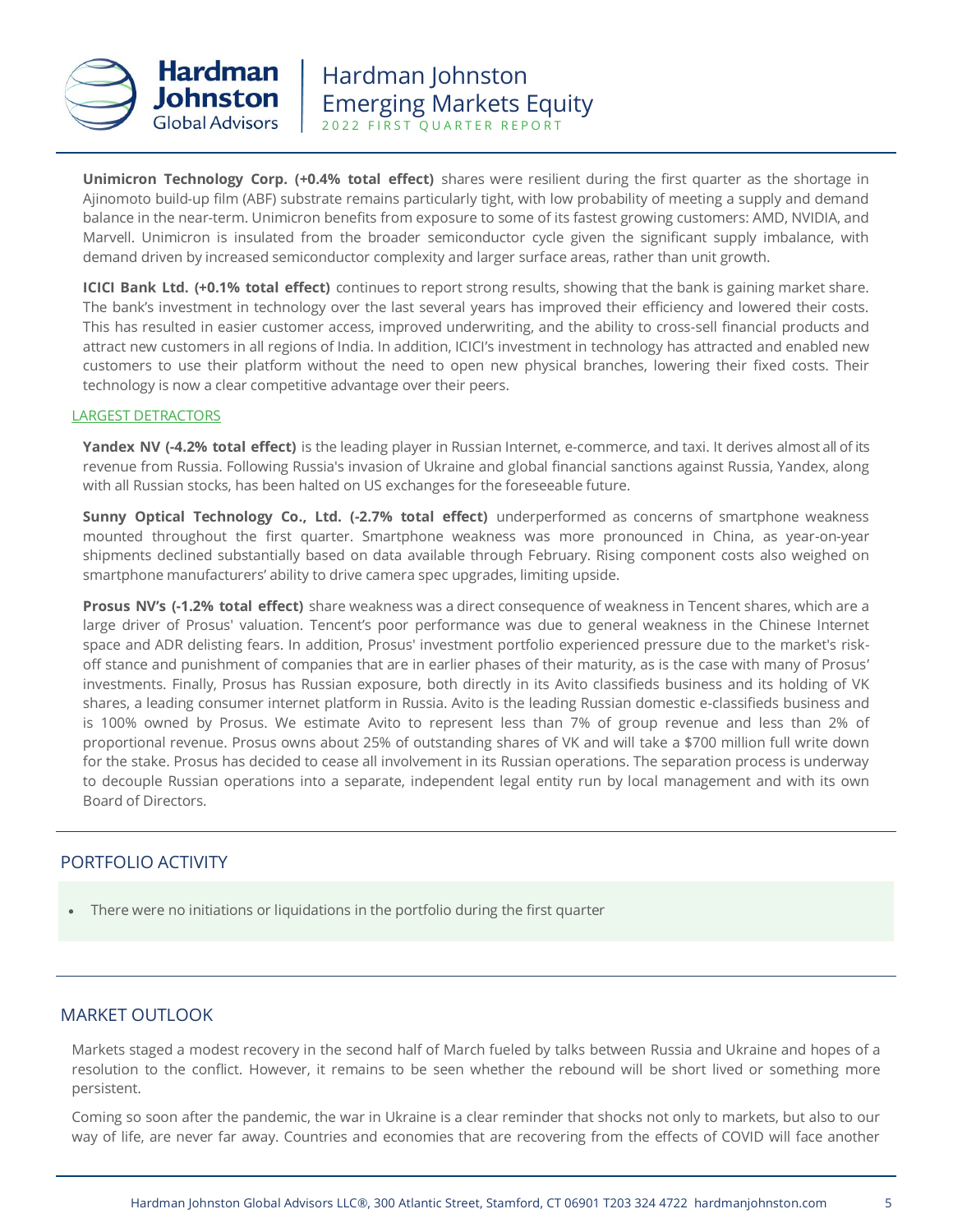**Unimicron Technology Corp. (+0.4% total effect)** shares were resilient during the first quarter as the shortage in Ajinomoto build-up film (ABF) substrate remains particularly tight, with low probability of meeting a supply and demand balance in the near-term. Unimicron benefits from exposure to some of its fastest growing customers: AMD, NVIDIA, and Marvell. Unimicron is insulated from the broader semiconductor cycle given the significant supply imbalance, with demand driven by increased semiconductor complexity and larger surface areas, rather than unit growth.

**ICICI Bank Ltd. (+0.1% total effect)** continues to report strong results, showing that the bank is gaining market share. The bank's investment in technology over the last several years has improved their efficiency and lowered their costs. This has resulted in easier customer access, improved underwriting, and the ability to cross-sell financial products and attract new customers in all regions of India. In addition, ICICI's investment in technology has attracted and enabled new customers to use their platform without the need to open new physical branches, lowering their fixed costs. Their technology is now a clear competitive advantage over their peers.

LARGEST DETRACTORS

**Yandex NV (-4.2% total effect)** is the leading player in Russian Internet, e-commerce, and taxi. It derives almost all of its revenue from Russia. Following Russia's invasion of Ukraine and global financial sanctions against Russia, Yandex, along with all Russian stocks, has been halted on US exchanges for the foreseeable future.

**Sunny Optical Technology Co., Ltd. (-2.7% total effect)** underperformed as concerns of smartphone weakness mounted throughout the first quarter. Smartphone weakness was more pronounced in China, as year-on-year shipments declined substantially based on data available through February. Rising component costs also weighed on smartphone manufacturers' ability to drive camera spec upgrades, limiting upside.

**Prosus NV's (-1.2% total effect)** share weakness was a direct consequence of weakness in Tencent shares, which are a large driver of Prosus' valuation. Tencent's poor performance was due to general weakness in the Chinese Internet space and ADR delisting fears. In addition, Prosus' investment portfolio experienced pressure due to the market's risk-off stance and punishment of companies that are in earlier phases of their maturity, as is the case with many of Prosus' investments. Finally, Prosus has Russian exposure, both directly in its Avito classifieds business and its holding of VK shares, a leading consumer internet platform in Russia. Avito is the leading Russian domestic e-classifieds business and is 100% owned by Prosus. We estimate Avito to represent less than 7% of group revenue and less than 2% of proportional revenue. Prosus owns about 25% of outstanding shares of VK and will take a $700 million full write down for the stake. Prosus has decided to cease all involvement in its Russian operations. The separation process is underway to decouple Russian operations into a separate, independent legal entity run by local management and with its own Board of Directors.

## PORTFOLIO ACTIVITY

- There were no initiations or liquidations in the portfolio during the first quarter

## MARKET OUTLOOK

Markets staged a modest recovery in the second half of March fueled by talks between Russia and Ukraine and hopes of a resolution to the conflict. However, it remains to be seen whether the rebound will be short lived or something more persistent.

Coming so soon after the pandemic, the war in Ukraine is a clear reminder that shocks not only to markets, but also to our way of life, are never far away. Countries and economies that are recovering from the effects of COVID will face another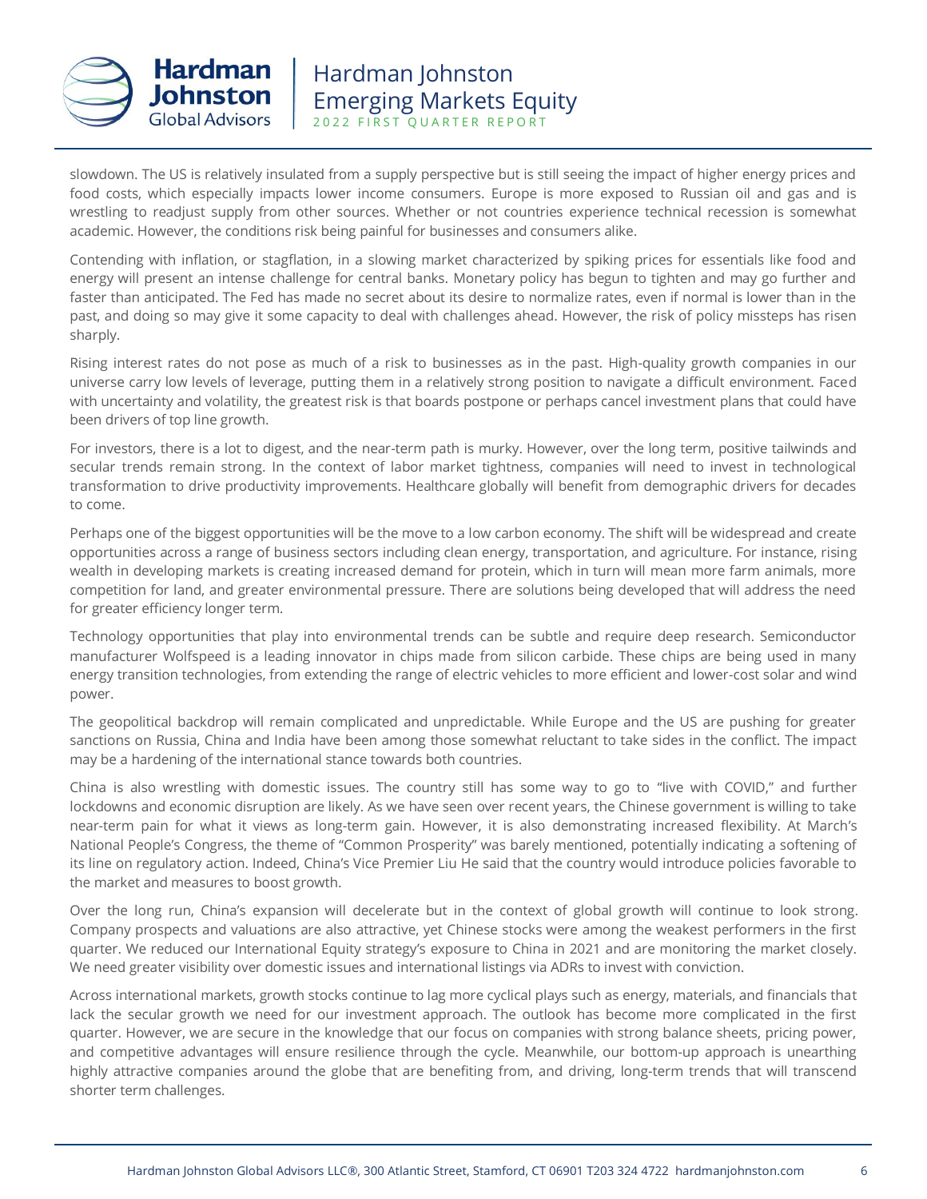slowdown. The US is relatively insulated from a supply perspective but is still seeing the impact of higher energy prices and food costs, which especially impacts lower income consumers. Europe is more exposed to Russian oil and gas and is wrestling to readjust supply from other sources. Whether or not countries experience technical recession is somewhat academic. However, the conditions risk being painful for businesses and consumers alike.

Contending with inflation, or stagflation, in a slowing market characterized by spiking prices for essentials like food and energy will present an intense challenge for central banks. Monetary policy has begun to tighten and may go further and faster than anticipated. The Fed has made no secret about its desire to normalize rates, even if normal is lower than in the past, and doing so may give it some capacity to deal with challenges ahead. However, the risk of policy missteps has risen sharply.

Rising interest rates do not pose as much of a risk to businesses as in the past. High-quality growth companies in our universe carry low levels of leverage, putting them in a relatively strong position to navigate a difficult environment. Faced with uncertainty and volatility, the greatest risk is that boards postpone or perhaps cancel investment plans that could have been drivers of top line growth.

For investors, there is a lot to digest, and the near-term path is murky. However, over the long term, positive tailwinds and secular trends remain strong. In the context of labor market tightness, companies will need to invest in technological transformation to drive productivity improvements. Healthcare globally will benefit from demographic drivers for decades to come.

Perhaps one of the biggest opportunities will be the move to a low carbon economy. The shift will be widespread and create opportunities across a range of business sectors including clean energy, transportation, and agriculture. For instance, rising wealth in developing markets is creating increased demand for protein, which in turn will mean more farm animals, more competition for land, and greater environmental pressure. There are solutions being developed that will address the need for greater efficiency longer term.

Technology opportunities that play into environmental trends can be subtle and require deep research. Semiconductor manufacturer Wolfspeed is a leading innovator in chips made from silicon carbide. These chips are being used in many energy transition technologies, from extending the range of electric vehicles to more efficient and lower-cost solar and wind power.

The geopolitical backdrop will remain complicated and unpredictable. While Europe and the US are pushing for greater sanctions on Russia, China and India have been among those somewhat reluctant to take sides in the conflict. The impact may be a hardening of the international stance towards both countries.

China is also wrestling with domestic issues. The country still has some way to go to "live with COVID," and further lockdowns and economic disruption are likely. As we have seen over recent years, the Chinese government is willing to take near-term pain for what it views as long-term gain. However, it is also demonstrating increased flexibility. At March's National People's Congress, the theme of "Common Prosperity" was barely mentioned, potentially indicating a softening of its line on regulatory action. Indeed, China's Vice Premier Liu He said that the country would introduce policies favorable to the market and measures to boost growth.

Over the long run, China's expansion will decelerate but in the context of global growth will continue to look strong. Company prospects and valuations are also attractive, yet Chinese stocks were among the weakest performers in the first quarter. We reduced our International Equity strategy's exposure to China in 2021 and are monitoring the market closely. We need greater visibility over domestic issues and international listings via ADRs to invest with conviction.

Across international markets, growth stocks continue to lag more cyclical plays such as energy, materials, and financials that lack the secular growth we need for our investment approach. The outlook has become more complicated in the first quarter. However, we are secure in the knowledge that our focus on companies with strong balance sheets, pricing power, and competitive advantages will ensure resilience through the cycle. Meanwhile, our bottom-up approach is unearthing highly attractive companies around the globe that are benefiting from, and driving, long-term trends that will transcend shorter term challenges.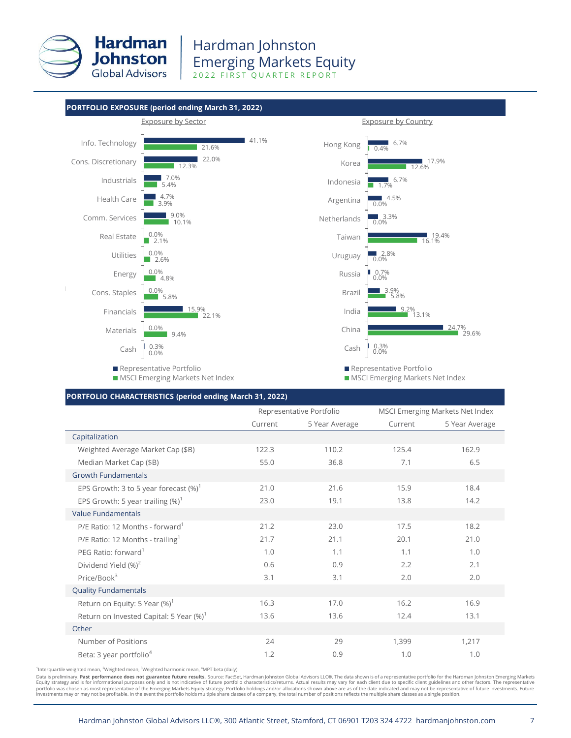## PORTFOLIO EXPOSURE (period ending March 31, 2022)

### Exposure by Sector

| Sector | Representative Portfolio | MSCI Emerging Markets Net Index |
|---|---|---|
| Info. Technology | 41.1% | 21.6% |
| Cons. Discretionary | 22.0% | 12.3% |
| Industrials | 7.0% | 5.4% |
| Health Care | 4.7% | 3.9% |
| Comm. Services | 9.0% | 10.1% |
| Real Estate | 0.0% | 2.1% |
| Utilities | 0.0% | 2.6% |
| Energy | 0.0% | 4.8% |
| Cons. Staples | 0.0% | 5.8% |
| Financials | 15.9% | 22.1% |
| Materials | 0.0% | 9.4% |
| Cash | 0.3% | 0.0% |

### Exposure by Country

| Country | Representative Portfolio | MSCI Emerging Markets Net Index |
|---|---|---|
| Hong Kong | 6.7% | 0.4% |
| Korea | 17.9% | 12.6% |
| Indonesia | 6.7% | 1.7% |
| Argentina | 4.5% | 0.0% |
| Netherlands | 3.3% | 0.0% |
| Taiwan | 19.4% | 16.1% |
| Uruguay | 2.8% | 0.0% |
| Russia | 0.7% | 0.0% |
| Brazil | 3.9% | 5.8% |
| India | 9.2% | 13.1% |
| China | 24.7% | 29.6% |
| Cash | 0.3% | 0.0% |

## PORTFOLIO CHARACTERISTICS (period ending March 31, 2022)

| | Representative Portfolio | | MSCI Emerging Markets Net Index | |
|---|---|---|---|---|
| | Current | 5 Year Average | Current | 5 Year Average |
| **Capitalization** | | | | |
| Weighted Average Market Cap ($B) | 122.3 | 110.2 | 125.4 | 162.9 |
| Median Market Cap ($B) | 55.0 | 36.8 | 7.1 | 6.5 |
| **Growth Fundamentals** | | | | |
| EPS Growth: 3 to 5 year forecast (%)[1] | 21.0 | 21.6 | 15.9 | 18.4 |
| EPS Growth: 5 year trailing (%)[1] | 23.0 | 19.1 | 13.8 | 14.2 |
| **Value Fundamentals** | | | | |
| P/E Ratio: 12 Months - forward[1] | 21.2 | 23.0 | 17.5 | 18.2 |
| P/E Ratio: 12 Months - trailing[1] | 21.7 | 21.1 | 20.1 | 21.0 |
| PEG Ratio: forward[1] | 1.0 | 1.1 | 1.1 | 1.0 |
| Dividend Yield (%)[2] | 0.6 | 0.9 | 2.2 | 2.1 |
| Price/Book[3] | 3.1 | 3.1 | 2.0 | 2.0 |
| **Quality Fundamentals** | | | | |
| Return on Equity: 5 Year (%)[1] | 16.3 | 17.0 | 16.2 | 16.9 |
| Return on Invested Capital: 5 Year (%)[1] | 13.6 | 13.6 | 12.4 | 13.1 |
| **Other** | | | | |
| Number of Positions | 24 | 29 | 1,399 | 1,217 |
| Beta: 3 year portfolio[4] | 1.2 | 0.9 | 1.0 | 1.0 |

[1]Interquartile weighted mean, [2]Weighted mean, [3]Weighted harmonic mean, [4]MPT beta (daily).

Data is preliminary. **Past performance does not guarantee future results.** Source: FactSet, Hardman Johnston Global Advisors LLC®. The data shown is of a representative portfolio for the Hardman Johnston Emerging Markets Equity strategy and is for informational purposes only and is not indicative of future portfolio characteristics/returns. Actual results may vary for each client due to specific client guidelines and other factors. The representative portfolio was chosen as most representative of the Emerging Markets Equity strategy. Portfolio holdings and/or allocations shown above are as of the date indicated and may not be representative of future investments. Future investments may or may not be profitable. In the event the portfolio holds multiple share classes of a company, the total number of positions reflects the multiple share classes as a single position.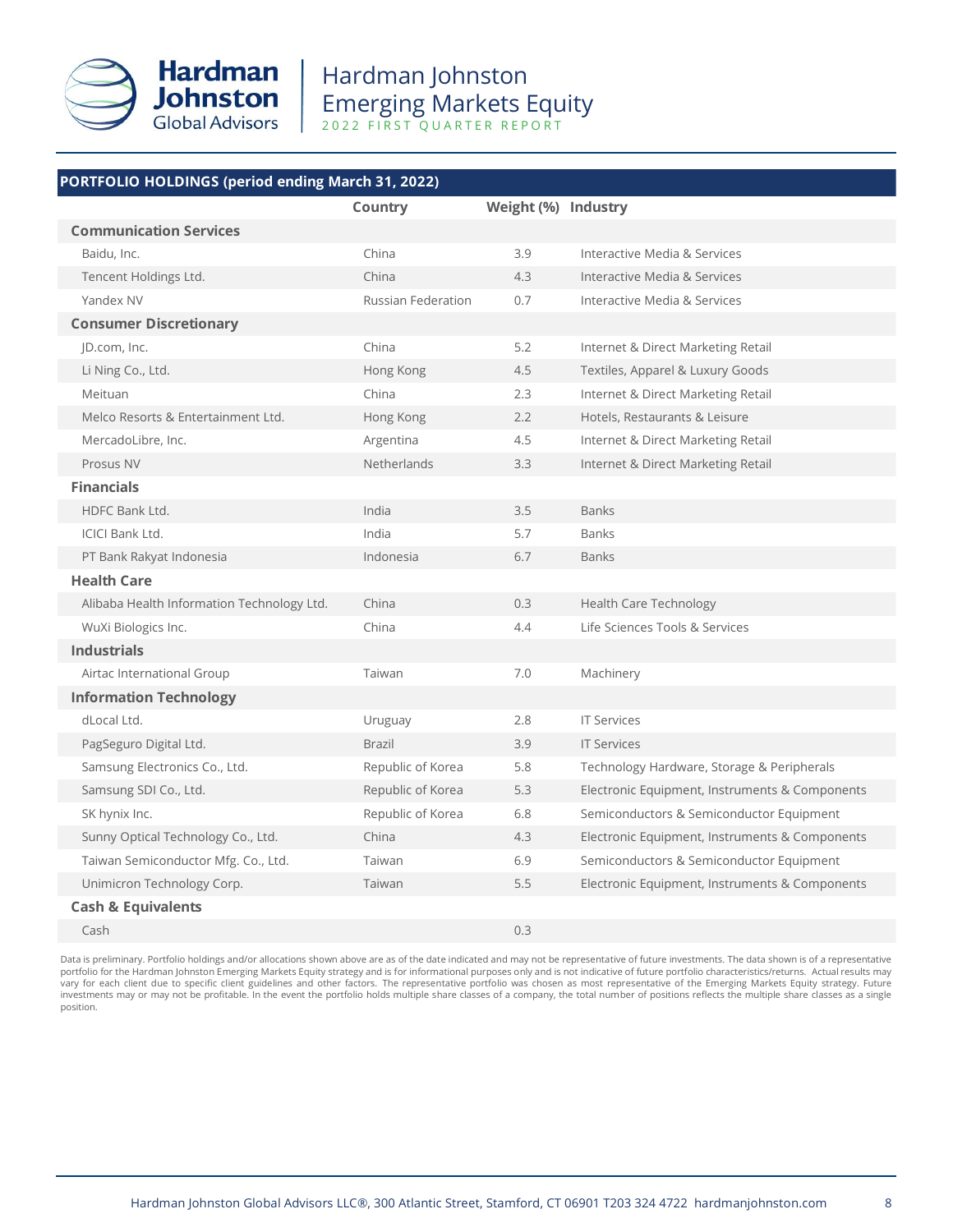# Hardman Johnston Emerging Markets Equity

2022 FIRST QUARTER REPORT

## PORTFOLIO HOLDINGS (period ending March 31, 2022)

| | Country | Weight (%) | Industry |
|---|---|---|---|
| **Communication Services** | | | |
| Baidu, Inc. | China | 3.9 | Interactive Media & Services |
| Tencent Holdings Ltd. | China | 4.3 | Interactive Media & Services |
| Yandex NV | Russian Federation | 0.7 | Interactive Media & Services |
| **Consumer Discretionary** | | | |
| JD.com, Inc. | China | 5.2 | Internet & Direct Marketing Retail |
| Li Ning Co., Ltd. | Hong Kong | 4.5 | Textiles, Apparel & Luxury Goods |
| Meituan | China | 2.3 | Internet & Direct Marketing Retail |
| Melco Resorts & Entertainment Ltd. | Hong Kong | 2.2 | Hotels, Restaurants & Leisure |
| MercadoLibre, Inc. | Argentina | 4.5 | Internet & Direct Marketing Retail |
| Prosus NV | Netherlands | 3.3 | Internet & Direct Marketing Retail |
| **Financials** | | | |
| HDFC Bank Ltd. | India | 3.5 | Banks |
| ICICI Bank Ltd. | India | 5.7 | Banks |
| PT Bank Rakyat Indonesia | Indonesia | 6.7 | Banks |
| **Health Care** | | | |
| Alibaba Health Information Technology Ltd. | China | 0.3 | Health Care Technology |
| WuXi Biologics Inc. | China | 4.4 | Life Sciences Tools & Services |
| **Industrials** | | | |
| Airtac International Group | Taiwan | 7.0 | Machinery |
| **Information Technology** | | | |
| dLocal Ltd. | Uruguay | 2.8 | IT Services |
| PagSeguro Digital Ltd. | Brazil | 3.9 | IT Services |
| Samsung Electronics Co., Ltd. | Republic of Korea | 5.8 | Technology Hardware, Storage & Peripherals |
| Samsung SDI Co., Ltd. | Republic of Korea | 5.3 | Electronic Equipment, Instruments & Components |
| SK hynix Inc. | Republic of Korea | 6.8 | Semiconductors & Semiconductor Equipment |
| Sunny Optical Technology Co., Ltd. | China | 4.3 | Electronic Equipment, Instruments & Components |
| Taiwan Semiconductor Mfg. Co., Ltd. | Taiwan | 6.9 | Semiconductors & Semiconductor Equipment |
| Unimicron Technology Corp. | Taiwan | 5.5 | Electronic Equipment, Instruments & Components |
| **Cash & Equivalents** | | | |
| Cash | | 0.3 | |

Data is preliminary. Portfolio holdings and/or allocations shown above are as of the date indicated and may not be representative of future investments. The data shown is of a representative portfolio for the Hardman Johnston Emerging Markets Equity strategy and is for informational purposes only and is not indicative of future portfolio characteristics/returns. Actual results may vary for each client due to specific client guidelines and other factors. The representative portfolio was chosen as most representative of the Emerging Markets Equity strategy. Future investments may or may not be profitable. In the event the portfolio holds multiple share classes of a company, the total number of positions reflects the multiple share classes as a single position.

Hardman Johnston Global Advisors LLC®, 300 Atlantic Street, Stamford, CT 06901 T203 324 4722 hardmanjohnston.com